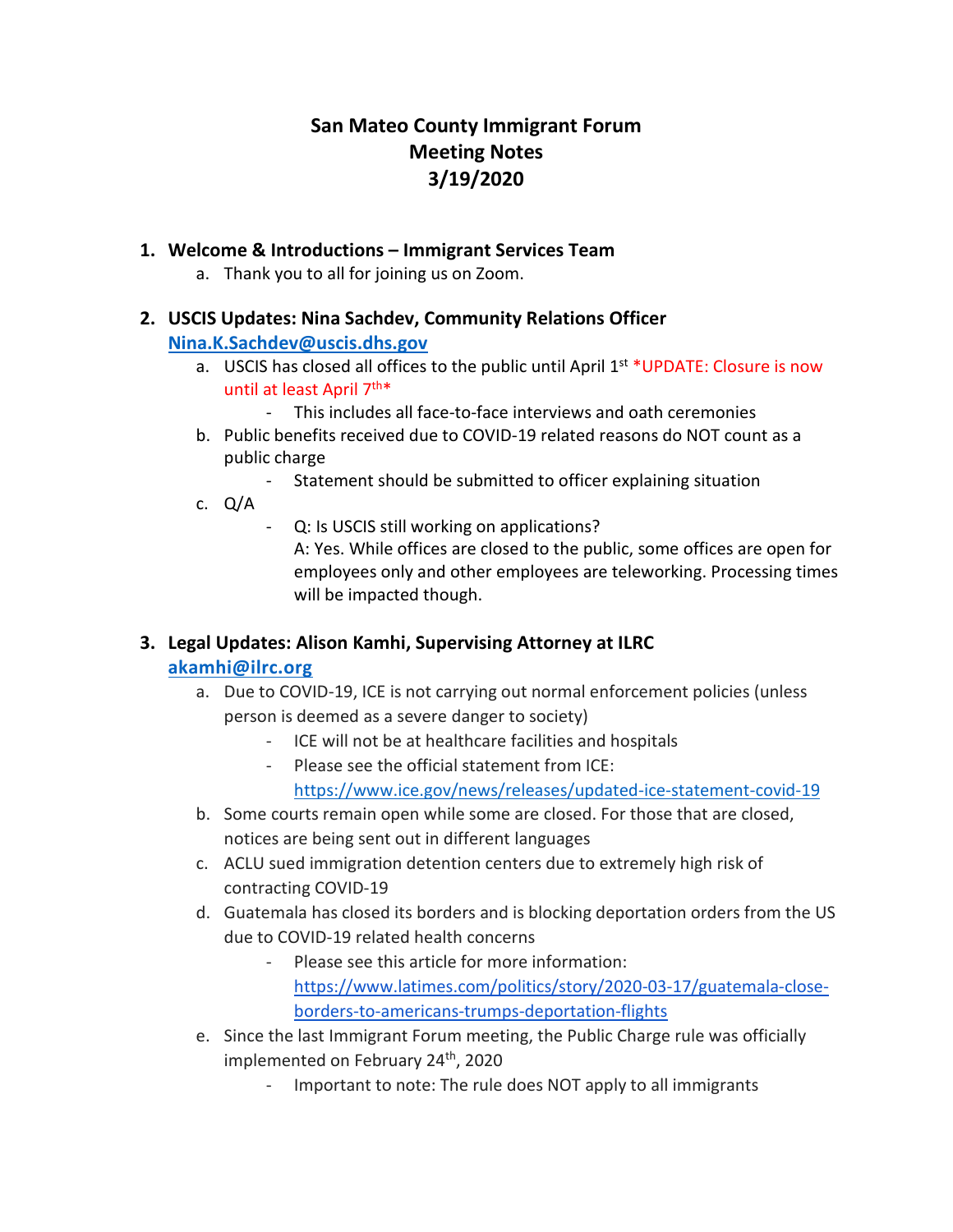# San Mateo County Immigrant Forum
# Meeting Notes
# 3/19/2020

1. **Welcome & Introductions – Immigrant Services Team**
   a. Thank you to all for joining us on Zoom.

2. **USCIS Updates: Nina Sachdev, Community Relations Officer**
   **[Nina.K.Sachdev@uscis.dhs.gov](mailto:Nina.K.Sachdev@uscis.dhs.gov)**
   a. USCIS has closed all offices to the public until April 1st *UPDATE: Closure is now until at least April 7th*
      - This includes all face-to-face interviews and oath ceremonies
   b. Public benefits received due to COVID-19 related reasons do NOT count as a public charge
      - Statement should be submitted to officer explaining situation
   c. Q/A
      - Q: Is USCIS still working on applications?
        A: Yes. While offices are closed to the public, some offices are open for employees only and other employees are teleworking. Processing times will be impacted though.

3. **Legal Updates: Alison Kamhi, Supervising Attorney at ILRC**
   **[akamhi@ilrc.org](mailto:akamhi@ilrc.org)**
   a. Due to COVID-19, ICE is not carrying out normal enforcement policies (unless person is deemed as a severe danger to society)
      - ICE will not be at healthcare facilities and hospitals
      - Please see the official statement from ICE: https://www.ice.gov/news/releases/updated-ice-statement-covid-19
   b. Some courts remain open while some are closed. For those that are closed, notices are being sent out in different languages
   c. ACLU sued immigration detention centers due to extremely high risk of contracting COVID-19
   d. Guatemala has closed its borders and is blocking deportation orders from the US due to COVID-19 related health concerns
      - Please see this article for more information: https://www.latimes.com/politics/story/2020-03-17/guatemala-close-borders-to-americans-trumps-deportation-flights
   e. Since the last Immigrant Forum meeting, the Public Charge rule was officially implemented on February 24th, 2020
      - Important to note: The rule does NOT apply to all immigrants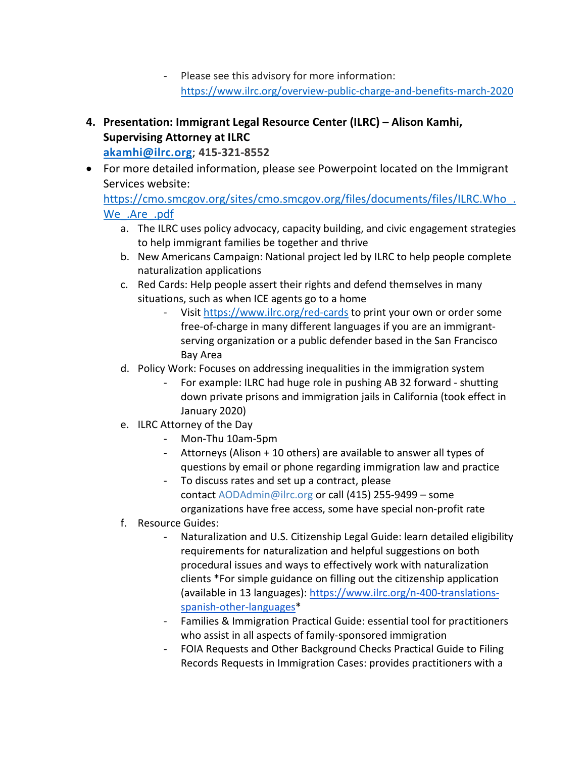- Please see this advisory for more information: https://www.ilrc.org/overview-public-charge-and-benefits-march-2020

4. **Presentation: Immigrant Legal Resource Center (ILRC) – Alison Kamhi, Supervising Attorney at ILRC**
   **akamhi@ilrc.org; 415-321-8552**

- For more detailed information, please see Powerpoint located on the Immigrant Services website: https://cmo.smcgov.org/sites/cmo.smcgov.org/files/documents/files/ILRC.Who_.We_.Are_.pdf
  a. The ILRC uses policy advocacy, capacity building, and civic engagement strategies to help immigrant families be together and thrive
  b. New Americans Campaign: National project led by ILRC to help people complete naturalization applications
  c. Red Cards: Help people assert their rights and defend themselves in many situations, such as when ICE agents go to a home
     - Visit https://www.ilrc.org/red-cards to print your own or order some free-of-charge in many different languages if you are an immigrant-serving organization or a public defender based in the San Francisco Bay Area
  d. Policy Work: Focuses on addressing inequalities in the immigration system
     - For example: ILRC had huge role in pushing AB 32 forward - shutting down private prisons and immigration jails in California (took effect in January 2020)
  e. ILRC Attorney of the Day
     - Mon-Thu 10am-5pm
     - Attorneys (Alison + 10 others) are available to answer all types of questions by email or phone regarding immigration law and practice
     - To discuss rates and set up a contract, please contact AODAdmin@ilrc.org or call (415) 255-9499 – some organizations have free access, some have special non-profit rate
  f. Resource Guides:
     - Naturalization and U.S. Citizenship Legal Guide: learn detailed eligibility requirements for naturalization and helpful suggestions on both procedural issues and ways to effectively work with naturalization clients *For simple guidance on filling out the citizenship application (available in 13 languages): https://www.ilrc.org/n-400-translations-spanish-other-languages*
     - Families & Immigration Practical Guide: essential tool for practitioners who assist in all aspects of family-sponsored immigration
     - FOIA Requests and Other Background Checks Practical Guide to Filing Records Requests in Immigration Cases: provides practitioners with a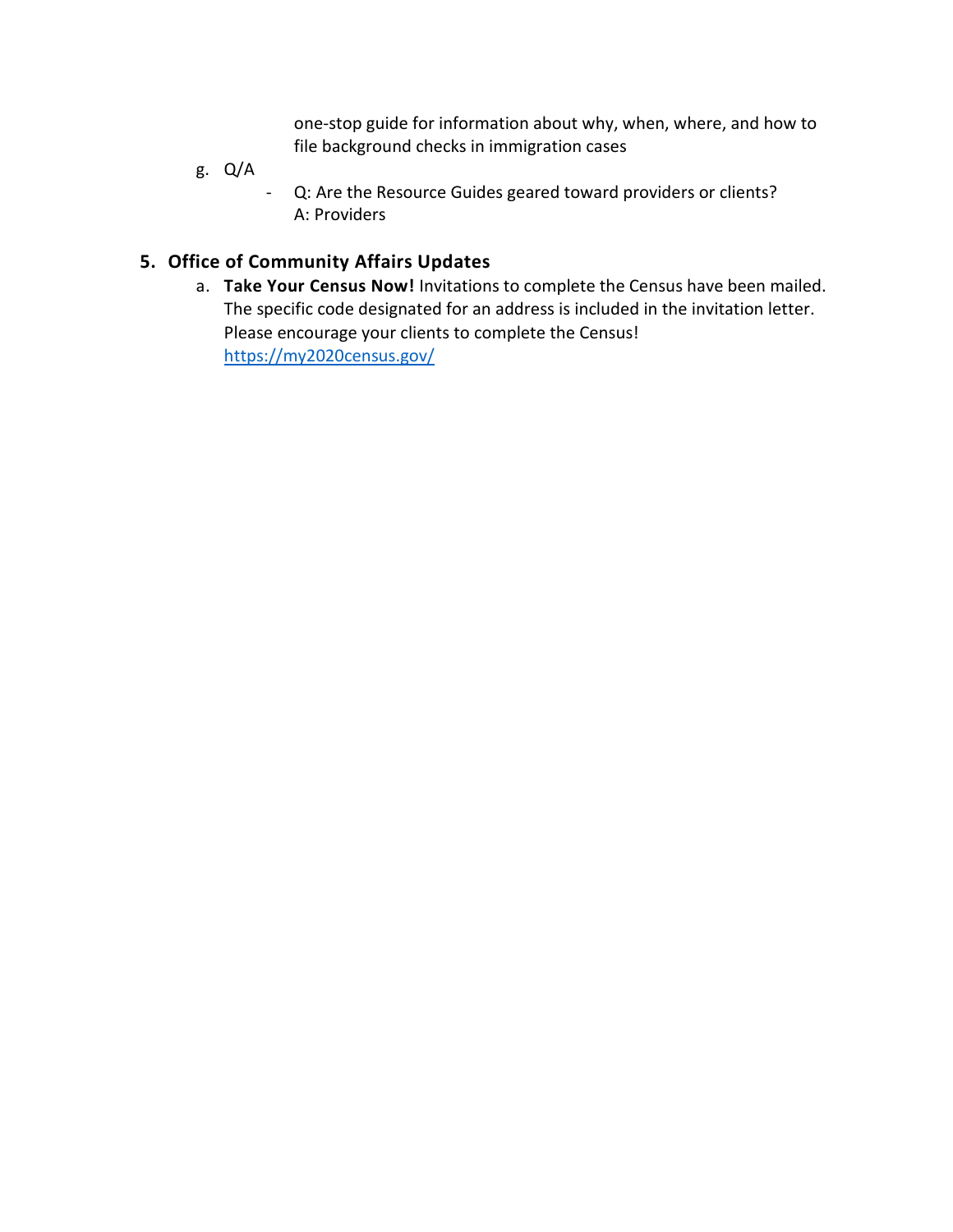one-stop guide for information about why, when, where, and how to file background checks in immigration cases

g. Q/A

   - Q: Are the Resource Guides geared toward providers or clients?
     A: Providers

## 5. Office of Community Affairs Updates

a. **Take Your Census Now!** Invitations to complete the Census have been mailed. The specific code designated for an address is included in the invitation letter. Please encourage your clients to complete the Census! https://my2020census.gov/